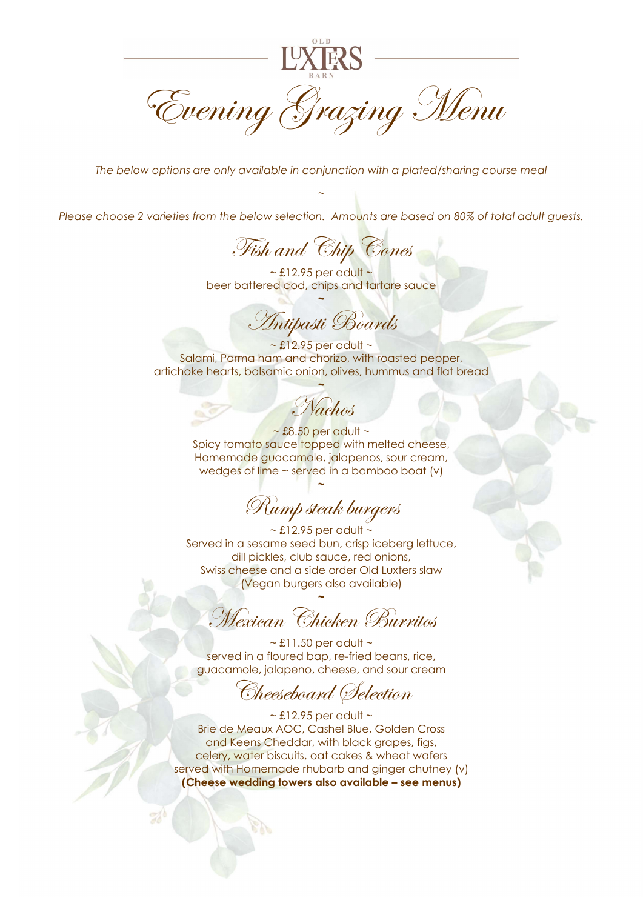OLD LUXTERS BARN

# Evening Grazing Menu

*The below options are only available in conjunction with a plated/sharing course meal*

~

*Please choose 2 varieties from the below selection. Amounts are based on 80% of total adult guests.*

## Fish and Chip Cones

~ £12.95 per adult ~
beer battered cod, chips and tartare sauce

~

## Antipasti Boards

~ £12.95 per adult ~
Salami, Parma ham and chorizo, with roasted pepper,
artichoke hearts, balsamic onion, olives, hummus and flat bread

~

## Nachos

~ £8.50 per adult ~
Spicy tomato sauce topped with melted cheese,
Homemade guacamole, jalapenos, sour cream,
wedges of lime ~ served in a bamboo boat (v)

~

## Rump steak burgers

~ £12.95 per adult ~
Served in a sesame seed bun, crisp iceberg lettuce,
dill pickles, club sauce, red onions,
Swiss cheese and a side order Old Luxters slaw
(Vegan burgers also available)

~

## Mexican Chicken Burritos

~ £11.50 per adult ~
served in a floured bap, re-fried beans, rice,
guacamole, jalapeno, cheese, and sour cream

## Cheeseboard Selection

~ £12.95 per adult ~
Brie de Meaux AOC, Cashel Blue, Golden Cross
and Keens Cheddar, with black grapes, figs,
celery, water biscuits, oat cakes & wheat wafers
served with Homemade rhubarb and ginger chutney (v)
**(Cheese wedding towers also available – see menus)**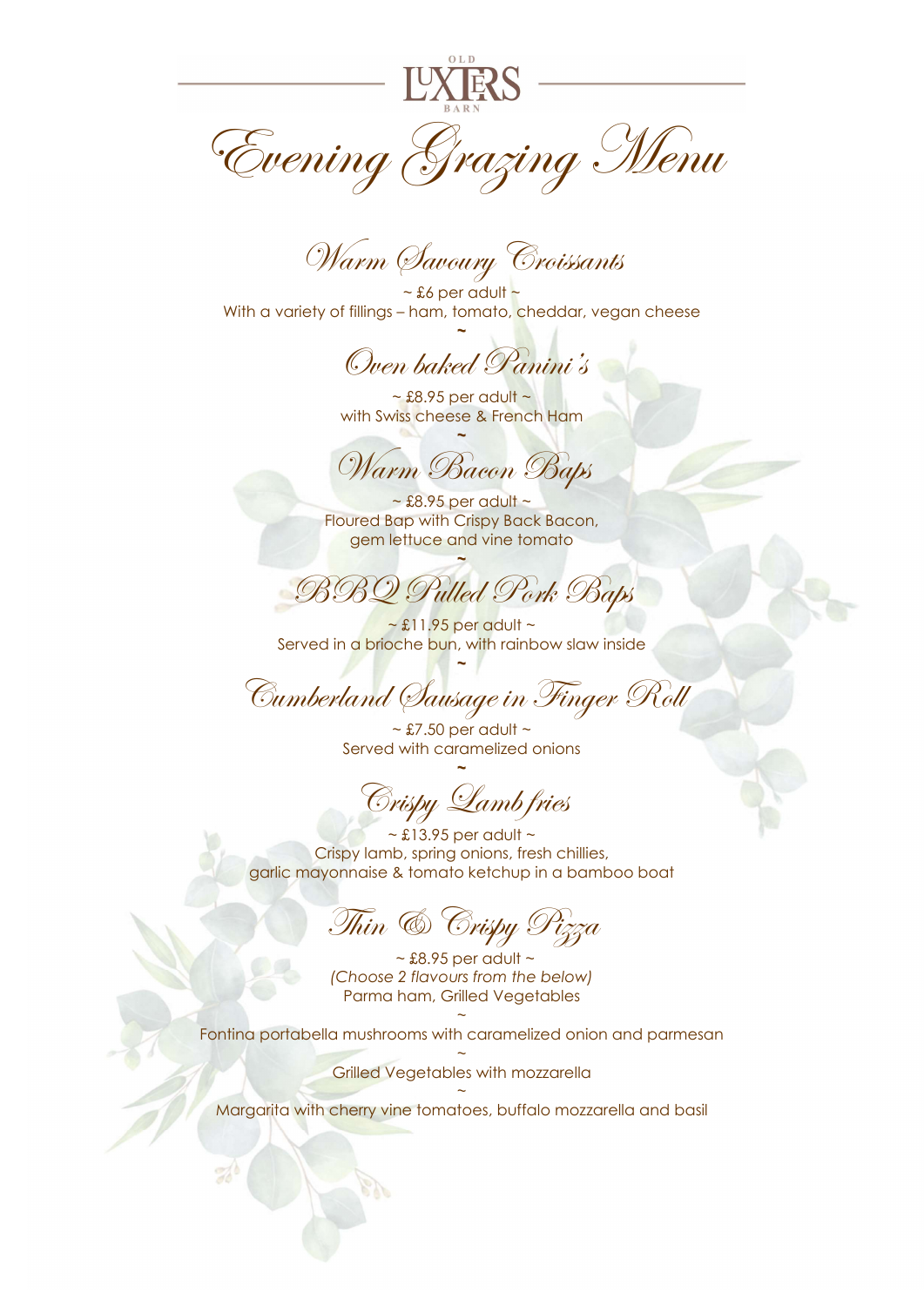OLD LUXTERS BARN

# Evening Grazing Menu

## Warm Savoury Croissants

~ £6 per adult ~

With a variety of fillings – ham, tomato, cheddar, vegan cheese

~

## Oven baked Panini's

~ £8.95 per adult ~

with Swiss cheese & French Ham

~

## Warm Bacon Baps

~ £8.95 per adult ~

Floured Bap with Crispy Back Bacon, gem lettuce and vine tomato

~

## BBQ Pulled Pork Baps

~ £11.95 per adult ~

Served in a brioche bun, with rainbow slaw inside

~

## Cumberland Sausage in Finger Roll

~ £7.50 per adult ~

Served with caramelized onions

~

## Crispy Lamb fries

~ £13.95 per adult ~

Crispy lamb, spring onions, fresh chillies, garlic mayonnaise & tomato ketchup in a bamboo boat

## Thin & Crispy Pizza

~ £8.95 per adult ~

*(Choose 2 flavours from the below)*

Parma ham, Grilled Vegetables

~

Fontina portabella mushrooms with caramelized onion and parmesan

~

Grilled Vegetables with mozzarella

~

Margarita with cherry vine tomatoes, buffalo mozzarella and basil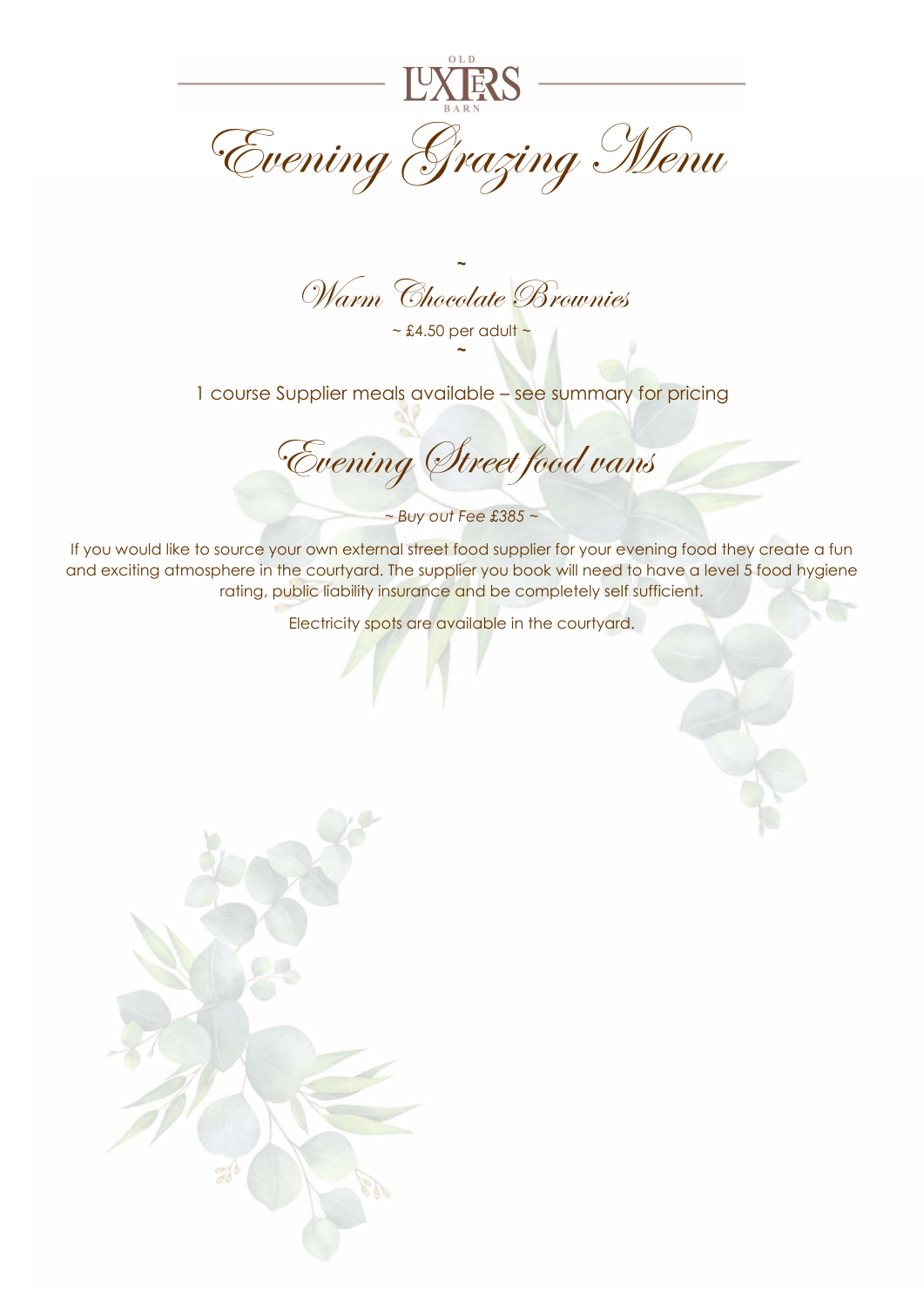OLD LUXTERS BARN

# Evening Grazing Menu

~

## Warm Chocolate Brownies

~ £4.50 per adult ~

~

1 course Supplier meals available – see summary for pricing

## Evening Street food vans

*~ Buy out Fee £385 ~*

If you would like to source your own external street food supplier for your evening food they create a fun and exciting atmosphere in the courtyard. The supplier you book will need to have a level 5 food hygiene rating, public liability insurance and be completely self sufficient.

Electricity spots are available in the courtyard.